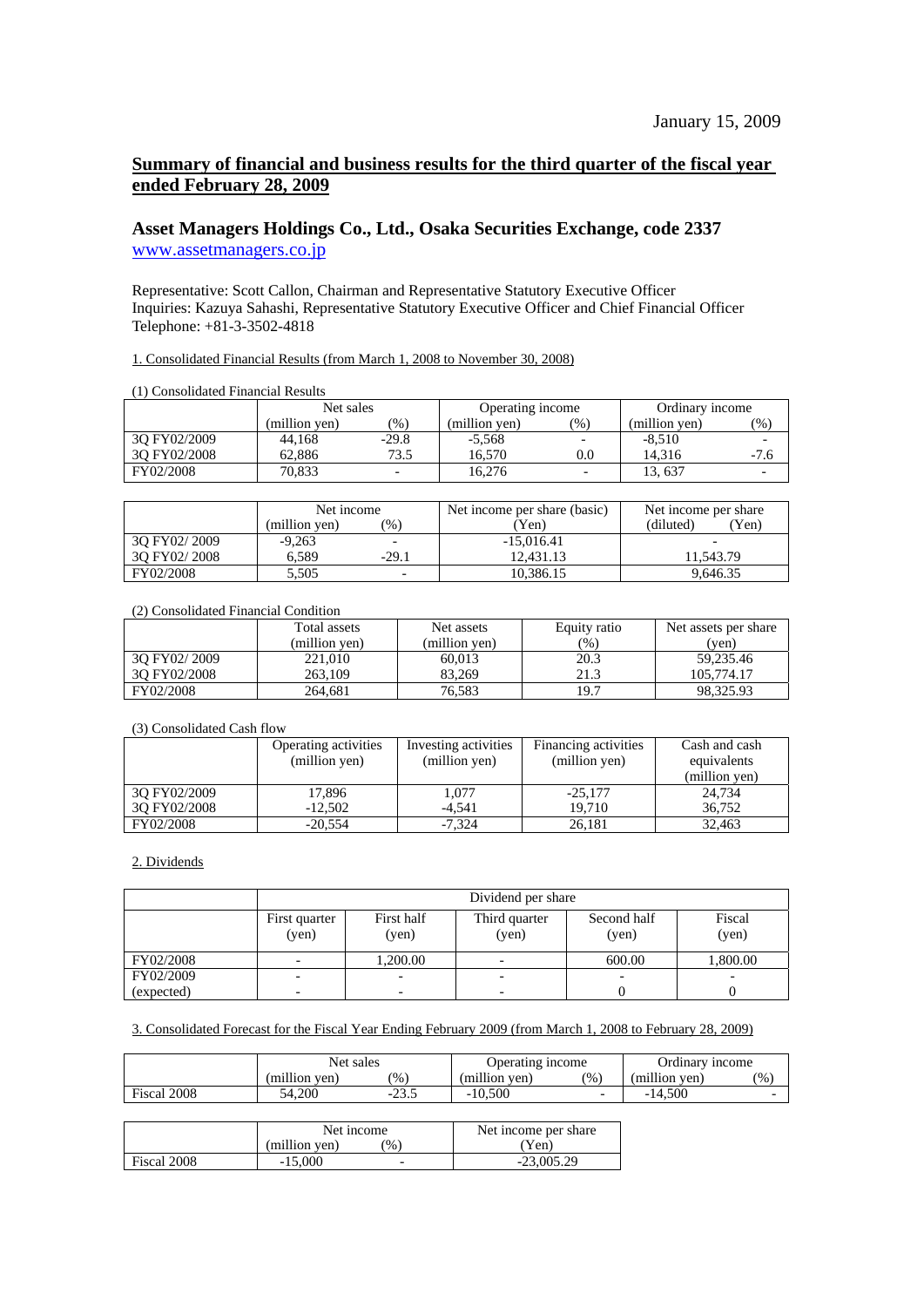January 15, 2009

## Summary of financial and business results for the third quarter of the fiscal year ended February 28, 2009

## Asset Managers Holdings Co., Ltd., Osaka Securities Exchange, code 2337

www.assetmanagers.co.jp

Representative: Scott Callon, Chairman and Representative Statutory Executive Officer
Inquiries: Kazuya Sahashi, Representative Statutory Executive Officer and Chief Financial Officer
Telephone: +81-3-3502-4818

1. Consolidated Financial Results (from March 1, 2008 to November 30, 2008)

(1) Consolidated Financial Results

| | Net sales | | Operating income | | Ordinary income | |
|---|---|---|---|---|---|---|
| | (million yen) | (%) | (million yen) | (%) | (million yen) | (%) |
| 3Q FY02/2009 | 44,168 | -29.8 | -5,568 | - | -8,510 | - |
| 3Q FY02/2008 | 62,886 | 73.5 | 16,570 | 0.0 | 14,316 | -7.6 |
| FY02/2008 | 70,833 | - | 16,276 | - | 13, 637 | - |

| | Net income | | Net income per share (basic) | Net income per share |
|---|---|---|---|---|
| | (million yen) | (%) | (Yen) | (diluted) (Yen) |
| 3Q FY02/ 2009 | -9,263 | - | -15,016.41 | - |
| 3Q FY02/ 2008 | 6,589 | -29.1 | 12,431.13 | 11,543.79 |
| FY02/2008 | 5,505 | - | 10,386.15 | 9,646.35 |

(2) Consolidated Financial Condition

| | Total assets (million yen) | Net assets (million yen) | Equity ratio (%) | Net assets per share (yen) |
|---|---|---|---|---|
| 3Q FY02/ 2009 | 221,010 | 60,013 | 20.3 | 59,235.46 |
| 3Q FY02/2008 | 263,109 | 83,269 | 21.3 | 105,774.17 |
| FY02/2008 | 264,681 | 76,583 | 19.7 | 98,325.93 |

(3) Consolidated Cash flow

| | Operating activities (million yen) | Investing activities (million yen) | Financing activities (million yen) | Cash and cash equivalents (million yen) |
|---|---|---|---|---|
| 3Q FY02/2009 | 17,896 | 1,077 | -25,177 | 24,734 |
| 3Q FY02/2008 | -12,502 | -4,541 | 19,710 | 36,752 |
| FY02/2008 | -20,554 | -7,324 | 26,181 | 32,463 |

2. Dividends

| | Dividend per share | | | | |
|---|---|---|---|---|---|
| | First quarter (yen) | First half (yen) | Third quarter (yen) | Second half (yen) | Fiscal (yen) |
| FY02/2008 | - | 1,200.00 | - | 600.00 | 1,800.00 |
| FY02/2009 | - | - | - | - | - |
| (expected) | - | - | - | 0 | 0 |

3. Consolidated Forecast for the Fiscal Year Ending February 2009 (from March 1, 2008 to February 28, 2009)

| | Net sales | | Operating income | | Ordinary income | |
|---|---|---|---|---|---|---|
| | (million yen) | (%) | (million yen) | (%) | (million yen) | (%) |
| Fiscal 2008 | 54,200 | -23.5 | -10,500 | - | -14,500 | - |

| | Net income | | Net income per share |
|---|---|---|---|
| | (million yen) | (%) | (Yen) |
| Fiscal 2008 | -15,000 | - | -23,005.29 |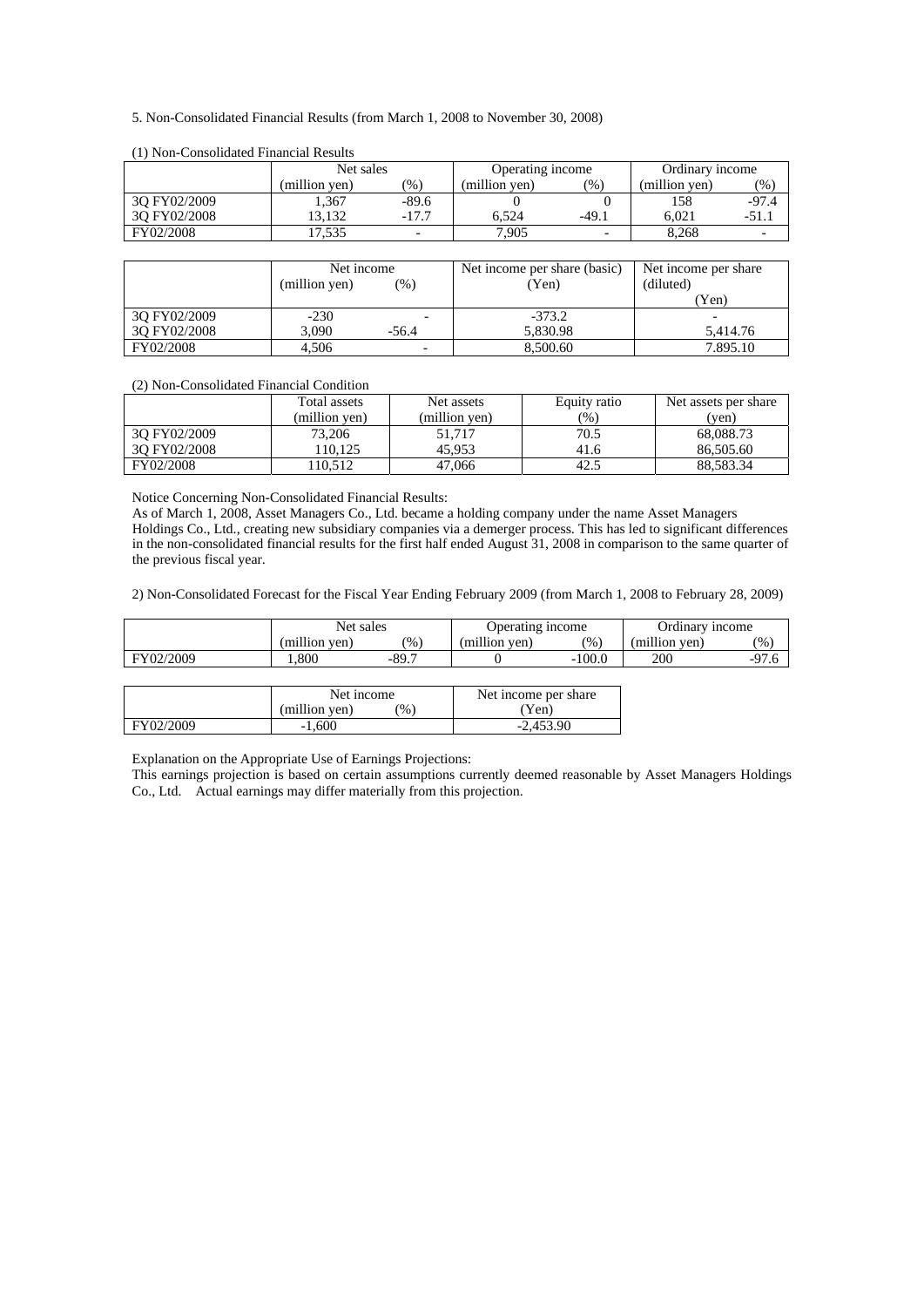5. Non-Consolidated Financial Results (from March 1, 2008 to November 30, 2008)

(1) Non-Consolidated Financial Results

| | Net sales | | Operating income | | Ordinary income | |
|---|---|---|---|---|---|---|
| | (million yen) | (%) | (million yen) | (%) | (million yen) | (%) |
| 3Q FY02/2009 | 1,367 | -89.6 | 0 | 0 | 158 | -97.4 |
| 3Q FY02/2008 | 13,132 | -17.7 | 6,524 | -49.1 | 6,021 | -51.1 |
| FY02/2008 | 17,535 | - | 7,905 | - | 8,268 | - |

| | Net income | | Net income per share (basic) | Net income per share (diluted) |
|---|---|---|---|---|
| | (million yen) | (%) | (Yen) | (Yen) |
| 3Q FY02/2009 | -230 | - | -373.2 | - |
| 3Q FY02/2008 | 3,090 | -56.4 | 5,830.98 | 5,414.76 |
| FY02/2008 | 4,506 | - | 8,500.60 | 7,895.10 |

(2) Non-Consolidated Financial Condition

| | Total assets (million yen) | Net assets (million yen) | Equity ratio (%) | Net assets per share (yen) |
|---|---|---|---|---|
| 3Q FY02/2009 | 73,206 | 51,717 | 70.5 | 68,088.73 |
| 3Q FY02/2008 | 110,125 | 45,953 | 41.6 | 86,505.60 |
| FY02/2008 | 110,512 | 47,066 | 42.5 | 88,583.34 |

Notice Concerning Non-Consolidated Financial Results:
As of March 1, 2008, Asset Managers Co., Ltd. became a holding company under the name Asset Managers Holdings Co., Ltd., creating new subsidiary companies via a demerger process. This has led to significant differences in the non-consolidated financial results for the first half ended August 31, 2008 in comparison to the same quarter of the previous fiscal year.

2) Non-Consolidated Forecast for the Fiscal Year Ending February 2009 (from March 1, 2008 to February 28, 2009)

| | Net sales | | Operating income | | Ordinary income | |
|---|---|---|---|---|---|---|
| | (million yen) | (%) | (million yen) | (%) | (million yen) | (%) |
| FY02/2009 | 1,800 | -89.7 | 0 | -100.0 | 200 | -97.6 |

| | Net income | | Net income per share |
|---|---|---|---|
| | (million yen) | (%) | (Yen) |
| FY02/2009 | -1,600 | | -2,453.90 |

Explanation on the Appropriate Use of Earnings Projections:
This earnings projection is based on certain assumptions currently deemed reasonable by Asset Managers Holdings Co., Ltd. Actual earnings may differ materially from this projection.